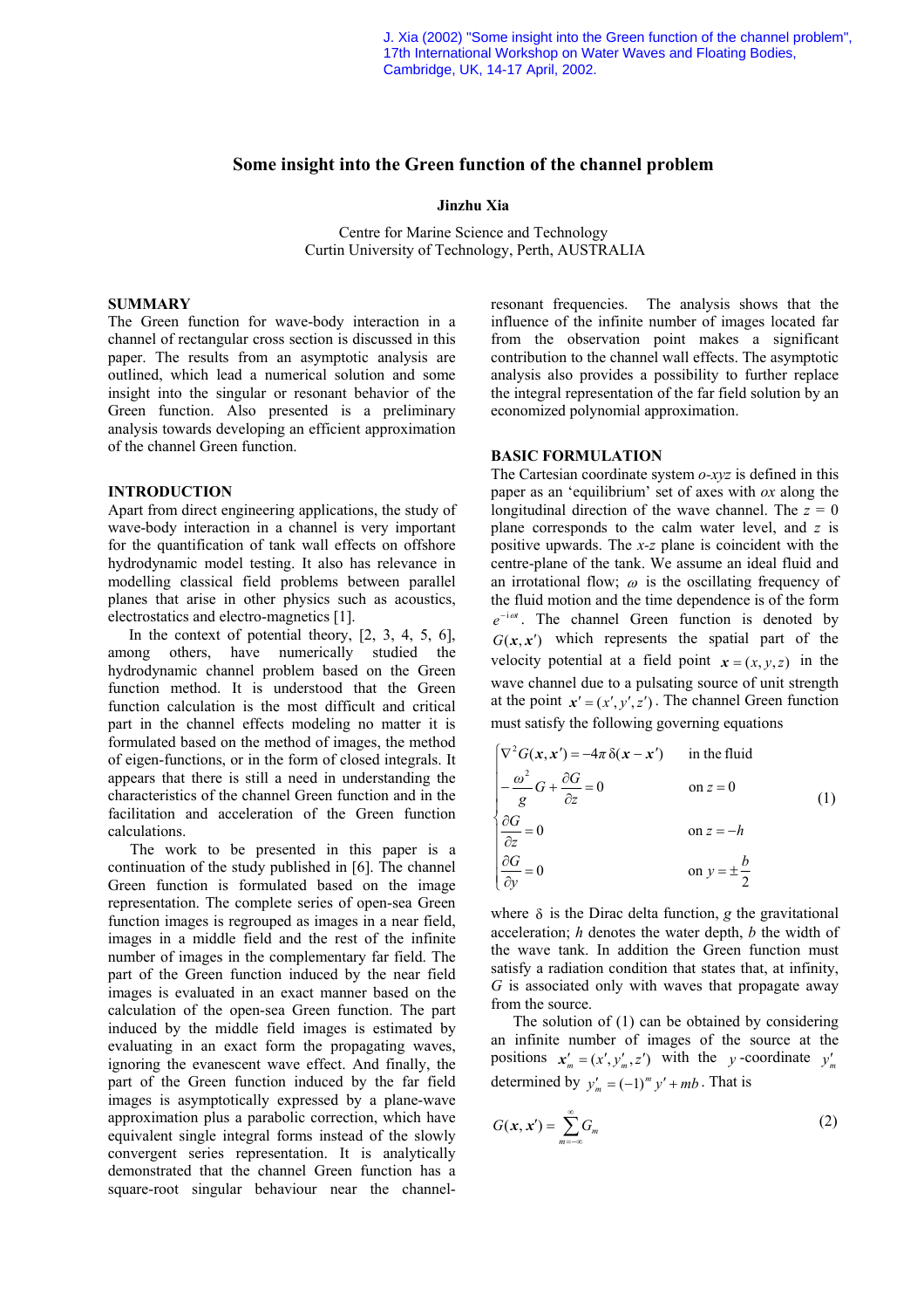J. Xia (2002) "Some insight into the Green function of the channel problem", 17th International Workshop on Water Waves and Floating Bodies, Cambridge, UK, 14-17 April, 2002.

# Some insight into the Green function of the channel problem

**Jinzhu Xia**

Centre for Marine Science and Technology
Curtin University of Technology, Perth, AUSTRALIA

## SUMMARY

The Green function for wave-body interaction in a channel of rectangular cross section is discussed in this paper. The results from an asymptotic analysis are outlined, which lead a numerical solution and some insight into the singular or resonant behavior of the Green function. Also presented is a preliminary analysis towards developing an efficient approximation of the channel Green function.

## INTRODUCTION

Apart from direct engineering applications, the study of wave-body interaction in a channel is very important for the quantification of tank wall effects on offshore hydrodynamic model testing. It also has relevance in modelling classical field problems between parallel planes that arise in other physics such as acoustics, electrostatics and electro-magnetics [1].

In the context of potential theory, [2, 3, 4, 5, 6], among others, have numerically studied the hydrodynamic channel problem based on the Green function method. It is understood that the Green function calculation is the most difficult and critical part in the channel effects modeling no matter it is formulated based on the method of images, the method of eigen-functions, or in the form of closed integrals. It appears that there is still a need in understanding the characteristics of the channel Green function and in the facilitation and acceleration of the Green function calculations.

The work to be presented in this paper is a continuation of the study published in [6]. The channel Green function is formulated based on the image representation. The complete series of open-sea Green function images is regrouped as images in a near field, images in a middle field and the rest of the infinite number of images in the complementary far field. The part of the Green function induced by the near field images is evaluated in an exact manner based on the calculation of the open-sea Green function. The part induced by the middle field images is estimated by evaluating in an exact form the propagating waves, ignoring the evanescent wave effect. And finally, the part of the Green function induced by the far field images is asymptotically expressed by a plane-wave approximation plus a parabolic correction, which have equivalent single integral forms instead of the slowly convergent series representation. It is analytically demonstrated that the channel Green function has a square-root singular behaviour near the channel-resonant frequencies. The analysis shows that the influence of the infinite number of images located far from the observation point makes a significant contribution to the channel wall effects. The asymptotic analysis also provides a possibility to further replace the integral representation of the far field solution by an economized polynomial approximation.

## BASIC FORMULATION

The Cartesian coordinate system *o-xyz* is defined in this paper as an 'equilibrium' set of axes with *ox* along the longitudinal direction of the wave channel. The $z = 0$ plane corresponds to the calm water level, and $z$ is positive upwards. The *x-z* plane is coincident with the centre-plane of the tank. We assume an ideal fluid and an irrotational flow; $\omega$ is the oscillating frequency of the fluid motion and the time dependence is of the form $e^{-i\omega t}$. The channel Green function is denoted by $G(\boldsymbol{x}, \boldsymbol{x}')$ which represents the spatial part of the velocity potential at a field point $\boldsymbol{x} = (x, y, z)$ in the wave channel due to a pulsating source of unit strength at the point $\boldsymbol{x}' = (x', y', z')$. The channel Green function must satisfy the following governing equations

$$
\begin{cases}
\nabla^2 G(\boldsymbol{x}, \boldsymbol{x}') = -4\pi\,\delta(\boldsymbol{x} - \boldsymbol{x}') & \text{in the fluid} \\
-\dfrac{\omega^2}{g} G + \dfrac{\partial G}{\partial z} = 0 & \text{on } z = 0 \\
\dfrac{\partial G}{\partial z} = 0 & \text{on } z = -h \\
\dfrac{\partial G}{\partial y} = 0 & \text{on } y = \pm\dfrac{b}{2}
\end{cases}
\tag{1}
$$

where $\delta$ is the Dirac delta function, $g$ the gravitational acceleration; $h$ denotes the water depth, $b$ the width of the wave tank. In addition the Green function must satisfy a radiation condition that states that, at infinity, $G$ is associated only with waves that propagate away from the source.

The solution of (1) can be obtained by considering an infinite number of images of the source at the positions $\boldsymbol{x}'_m = (x', y'_m, z')$ with the $y$-coordinate $y'_m$ determined by $y'_m = (-1)^m y' + mb$. That is

$$
G(\boldsymbol{x}, \boldsymbol{x}') = \sum_{m=-\infty}^{\infty} G_m
\tag{2}
$$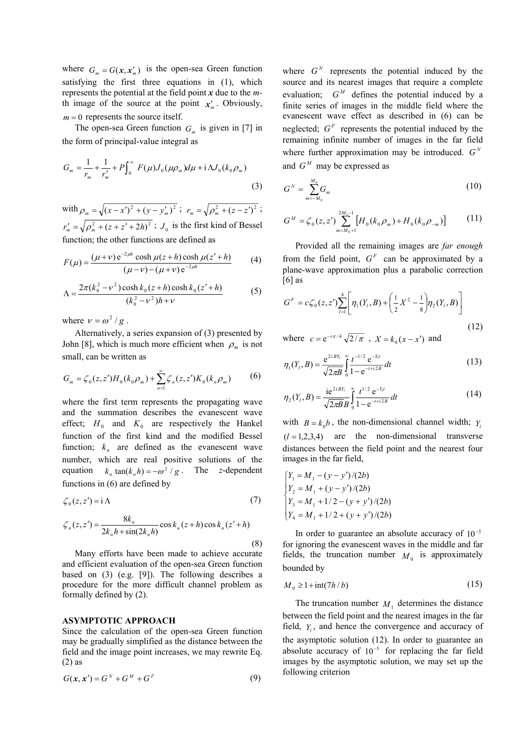where $G_m = G(\boldsymbol{x}, \boldsymbol{x}'_m)$ is the open-sea Green function satisfying the first three equations in (1), which represents the potential at the field point $\boldsymbol{x}$ due to the $m$-th image of the source at the point $\boldsymbol{x}'_m$. Obviously, $m = 0$ represents the source itself.

The open-sea Green function $G_m$ is given in [7] in the form of principal-value integral as

$$G_m = \frac{1}{r_m} + \frac{1}{r'_m} + P\int_0^\infty F(\mu) J_0(\mu \rho_m) d\mu + \mathrm{i}\Lambda J_0(k_0 \rho_m) \tag{3}$$

with $\rho_m = \sqrt{(x - x')^2 + (y - y'_m)^2}$ ; $r_m = \sqrt{\rho_m^2 + (z - z')^2}$ ; $r'_m = \sqrt{\rho_m^2 + (z + z' + 2h)^2}$ ; $J_0$ is the first kind of Bessel function; the other functions are defined as

$$F(\mu) = \frac{(\mu + \nu)\,\mathrm{e}^{-2\mu h} \cosh \mu(z + h) \cosh \mu(z' + h)}{(\mu - \nu) - (\mu + \nu)\,\mathrm{e}^{-2\mu h}} \tag{4}$$

$$\Lambda = \frac{2\pi(k_0^2 - \nu^2) \cosh k_0(z + h) \cosh k_0(z' + h)}{(k_0^2 - \nu^2)h + \nu} \tag{5}$$

where $\nu = \omega^2 / g$.

Alternatively, a series expansion of (3) presented by John [8], which is much more efficient when $\rho_m$ is not small, can be written as

$$G_m = \zeta_0(z, z') H_0(k_0 \rho_m) + \sum_{n=1}^{\infty} \zeta_n(z, z') K_0(k_n \rho_m) \tag{6}$$

where the first term represents the propagating wave and the summation describes the evanescent wave effect; $H_0$ and $K_0$ are respectively the Hankel function of the first kind and the modified Bessel function; $k_n$ are defined as the evanescent wave number, which are real positive solutions of the equation $k_n \tan(k_n h) = -\omega^2 / g$. The $z$-dependent functions in (6) are defined by

$$\zeta_0(z, z') = \mathrm{i}\,\Lambda \tag{7}$$

$$\zeta_n(z, z') = \frac{8k_n}{2k_n h + \sin(2k_n h)} \cos k_n(z + h) \cos k_n(z' + h) \tag{8}$$

Many efforts have been made to achieve accurate and efficient evaluation of the open-sea Green function based on (3) (e.g. [9]). The following describes a procedure for the more difficult channel problem as formally defined by (2).

## ASYMPTOTIC APPROACH

Since the calculation of the open-sea Green function may be gradually simplified as the distance between the field and the image point increases, we may rewrite Eq. (2) as

$$G(\boldsymbol{x}, \boldsymbol{x}') = G^N + G^M + G^F \tag{9}$$

where $G^N$ represents the potential induced by the source and its nearest images that require a complete evaluation; $G^M$ defines the potential induced by a finite series of images in the middle field where the evanescent wave effect as described in (6) can be neglected; $G^F$ represents the potential induced by the remaining infinite number of images in the far field where further approximation may be introduced. $G^N$ and $G^M$ may be expressed as

$$G^N = \sum_{m=-M_0}^{M_0} G_m \tag{10}$$

$$G^M = \zeta_0(z, z') \sum_{m=M_0+1}^{2M_1-1} \left[ H_0(k_0 \rho_m) + H_0(k_0 \rho_{-m}) \right] \tag{11}$$

Provided all the remaining images are *far enough* from the field point, $G^F$ can be approximated by a plane-wave approximation plus a parabolic correction [6] as

$$G^F = c\zeta_0(z, z') \sum_{l=1}^{4} \left[ \eta_1(Y_l, B) + \left( \frac{1}{2} X^2 - \frac{1}{8} \right) \eta_2(Y_l, B) \right] \tag{12}$$

where $c = \mathrm{e}^{-\mathrm{i}\pi/4} \sqrt{2/\pi}$ , $X = k_0(x - x')$ and

$$\eta_1(Y_l, B) = \frac{\mathrm{e}^{2\mathrm{i}BY_l}}{\sqrt{2\pi B}} \int_0^\infty \frac{t^{-1/2}\,\mathrm{e}^{-Y_l t}}{1 - \mathrm{e}^{-t + \mathrm{i}2B}} dt \tag{13}$$

$$\eta_2(Y_l, B) = \frac{\mathrm{i}\mathrm{e}^{2\mathrm{i}BY_l}}{\sqrt{2\pi B} B} \int_0^\infty \frac{t^{1/2}\,\mathrm{e}^{-Y_l t}}{1 - \mathrm{e}^{-t + \mathrm{i}2B}} dt \tag{14}$$

with $B = k_0 b$, the non-dimensional channel width; $Y_l$ $(l = 1,2,3,4)$ are the non-dimensional transverse distances between the field point and the nearest four images in the far field,

$$\begin{cases} Y_1 = M_1 - (y - y')/(2b) \\ Y_2 = M_1 + (y - y')/(2b) \\ Y_3 = M_1 + 1/2 - (y + y')/(2b) \\ Y_4 = M_1 + 1/2 + (y + y')/(2b) \end{cases}$$

In order to guarantee an absolute accuracy of $10^{-5}$ for ignoring the evanescent waves in the middle and far fields, the truncation number $M_0$ is approximately bounded by

$$M_0 \geq 1 + \mathrm{int}(7h / b) \tag{15}$$

The truncation number $M_1$ determines the distance between the field point and the nearest images in the far field, $Y_l$, and hence the convergence and accuracy of the asymptotic solution (12). In order to guarantee an absolute accuracy of $10^{-5}$ for replacing the far field images by the asymptotic solution, we may set up the following criterion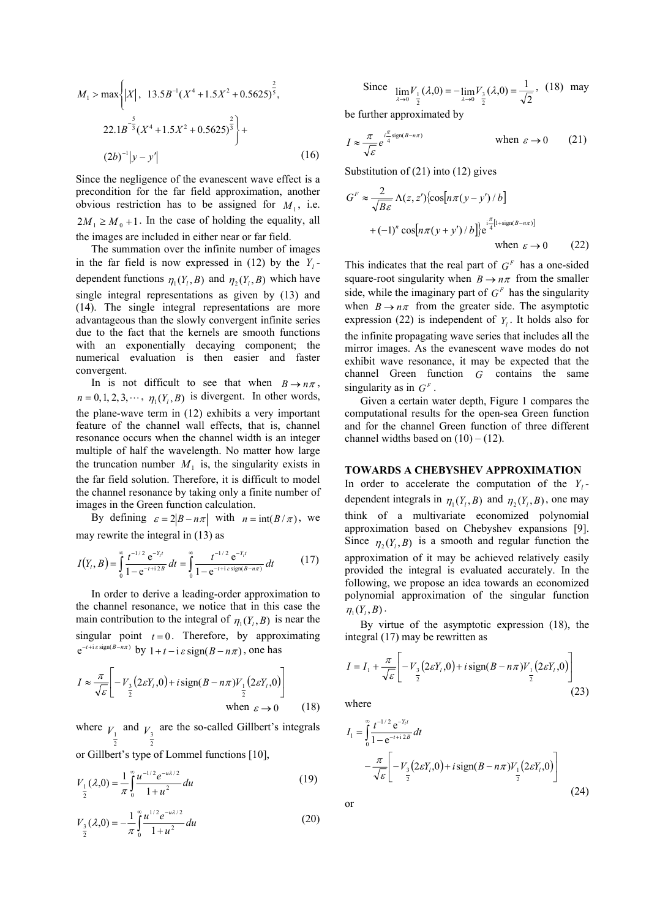$$M_1 > \max\left\{|X|,\ 13.5B^{-1}(X^4+1.5X^2+0.5625)^{\frac{2}{5}},\right.$$

$$\left.22.1B^{-\frac{5}{3}}(X^4+1.5X^2+0.5625)^{\frac{2}{3}}\right\}+$$

$$(2b)^{-1}|y-y'| \tag{16}$$

Since the negligence of the evanescent wave effect is a precondition for the far field approximation, another obvious restriction has to be assigned for $M_1$, i.e. $2M_1 \geq M_0 + 1$. In the case of holding the equality, all the images are included in either near or far field.

The summation over the infinite number of images in the far field is now expressed in (12) by the $Y_l$-dependent functions $\eta_1(Y_l, B)$ and $\eta_2(Y_l, B)$ which have single integral representations as given by (13) and (14). The single integral representations are more advantageous than the slowly convergent infinite series due to the fact that the kernels are smooth functions with an exponentially decaying component; the numerical evaluation is then easier and faster convergent.

In is not difficult to see that when $B \to n\pi$, $n = 0, 1, 2, 3, \cdots$, $\eta_1(Y_l, B)$ is divergent. In other words, the plane-wave term in (12) exhibits a very important feature of the channel wall effects, that is, channel resonance occurs when the channel width is an integer multiple of half the wavelength. No matter how large the truncation number $M_1$ is, the singularity exists in the far field solution. Therefore, it is difficult to model the channel resonance by taking only a finite number of images in the Green function calculation.

By defining $\varepsilon = 2|B - n\pi|$ with $n = \mathrm{int}(B/\pi)$, we may rewrite the integral in (13) as

$$I(Y_l, B) = \int_0^\infty \frac{t^{-1/2}\,\mathrm{e}^{-Y_l t}}{1-\mathrm{e}^{-t+\mathrm{i}\,2B}}\,dt = \int_0^\infty \frac{t^{-1/2}\,\mathrm{e}^{-Y_l t}}{1-\mathrm{e}^{-t+\mathrm{i}\,\varepsilon\,\mathrm{sign}(B-n\pi)}}\,dt \tag{17}$$

In order to derive a leading-order approximation to the channel resonance, we notice that in this case the main contribution to the integral of $\eta_1(Y_l, B)$ is near the singular point $t = 0$. Therefore, by approximating $\mathrm{e}^{-t+\mathrm{i}\,\varepsilon\,\mathrm{sign}(B-n\pi)}$ by $1 + t - \mathrm{i}\,\varepsilon\,\mathrm{sign}(B-n\pi)$, one has

$$I \approx \frac{\pi}{\sqrt{\varepsilon}}\left[-V_{\frac{3}{2}}(2\varepsilon Y_l, 0) + i\,\mathrm{sign}(B-n\pi)V_{\frac{1}{2}}(2\varepsilon Y_l, 0)\right] \quad \text{when } \varepsilon \to 0 \tag{18}$$

where $V_{\frac{1}{2}}$ and $V_{\frac{3}{2}}$ are the so-called Gillbert's integrals or Gillbert's type of Lommel functions [10],

$$V_{\frac{1}{2}}(\lambda, 0) = \frac{1}{\pi}\int_0^\infty \frac{u^{-1/2}e^{-u\lambda/2}}{1+u^2}\,du \tag{19}$$

$$V_{\frac{3}{2}}(\lambda, 0) = -\frac{1}{\pi}\int_0^\infty \frac{u^{1/2}e^{-u\lambda/2}}{1+u^2}\,du \tag{20}$$

Since $\lim_{\lambda\to 0} V_{\frac{1}{2}}(\lambda, 0) = -\lim_{\lambda \to 0} V_{\frac{3}{2}}(\lambda, 0) = \frac{1}{\sqrt{2}}$, (18) may be further approximated by

$$I \approx \frac{\pi}{\sqrt{\varepsilon}}e^{i\frac{\pi}{4}\mathrm{sign}(B-n\pi)} \quad \text{when } \varepsilon \to 0 \tag{21}$$

Substitution of (21) into (12) gives

$$G^F \approx \frac{2}{\sqrt{B\varepsilon}}\Lambda(z, z')\left\{\cos[n\pi(y-y')/b] + (-1)^n\cos[n\pi(y+y')/b]\right\}\mathrm{e}^{\mathrm{i}\frac{\pi}{4}[1+\mathrm{sign}(B-n\pi)]} \quad \text{when } \varepsilon \to 0 \tag{22}$$

This indicates that the real part of $G^F$ has a one-sided square-root singularity when $B \to n\pi$ from the smaller side, while the imaginary part of $G^F$ has the singularity when $B \to n\pi$ from the greater side. The asymptotic expression (22) is independent of $Y_l$. It holds also for the infinite propagating wave series that includes all the mirror images. As the evanescent wave modes do not exhibit wave resonance, it may be expected that the channel Green function $G$ contains the same singularity as in $G^F$.

Given a certain water depth, Figure 1 compares the computational results for the open-sea Green function and for the channel Green function of three different channel widths based on (10) – (12).

## TOWARDS A CHEBYSHEV APPROXIMATION

In order to accelerate the computation of the $Y_l$-dependent integrals in $\eta_1(Y_l, B)$ and $\eta_2(Y_l, B)$, one may think of a multivariate economized polynomial approximation based on Chebyshev expansions [9]. Since $\eta_2(Y_l, B)$ is a smooth and regular function the approximation of it may be achieved relatively easily provided the integral is evaluated accurately. In the following, we propose an idea towards an economized polynomial approximation of the singular function $\eta_1(Y_l, B)$.

By virtue of the asymptotic expression (18), the integral (17) may be rewritten as

$$I = I_1 + \frac{\pi}{\sqrt{\varepsilon}}\left[-V_{\frac{3}{2}}(2\varepsilon Y_l, 0) + i\,\mathrm{sign}(B-n\pi)V_{\frac{1}{2}}(2\varepsilon Y_l, 0)\right] \tag{23}$$

where

$$I_1 = \int_0^\infty \frac{t^{-1/2}\,\mathrm{e}^{-Y_l t}}{1-\mathrm{e}^{-t+\mathrm{i}\,2B}}\,dt - \frac{\pi}{\sqrt{\varepsilon}}\left[-V_{\frac{3}{2}}(2\varepsilon Y_l, 0) + i\,\mathrm{sign}(B-n\pi)V_{\frac{1}{2}}(2\varepsilon Y_l, 0)\right] \tag{24}$$

or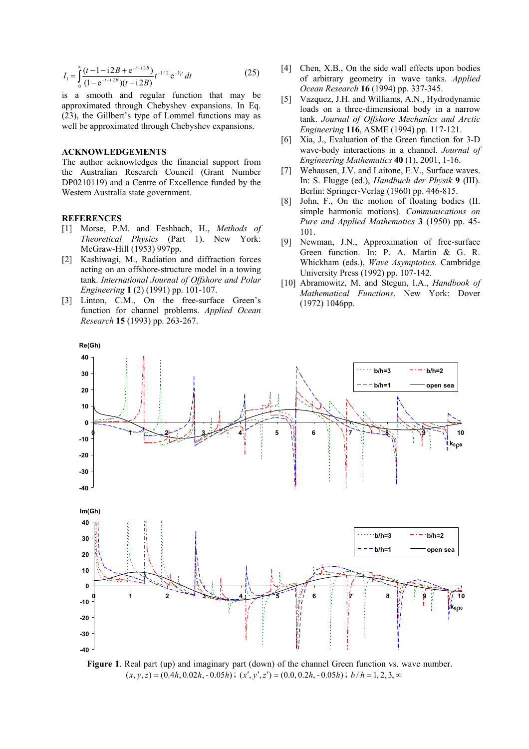$$I_1 = \int_0^\infty \frac{(t-1-\mathrm{i}2B+\mathrm{e}^{-t+\mathrm{i}2B})}{(1-\mathrm{e}^{-t+\mathrm{i}2B})(t-\mathrm{i}2B)} t^{-1/2}\,\mathrm{e}^{-Y_1 t}\,dt \tag{25}$$

is a smooth and regular function that may be approximated through Chebyshev expansions. In Eq. (23), the Gillbert's type of Lommel functions may as well be approximated through Chebyshev expansions.

## ACKNOWLEDGEMENTS

The author acknowledges the financial support from the Australian Research Council (Grant Number DP0210119) and a Centre of Excellence funded by the Western Australia state government.

## REFERENCES

[1] Morse, P.M. and Feshbach, H., *Methods of Theoretical Physics* (Part 1). New York: McGraw-Hill (1953) 997pp.

[2] Kashiwagi, M., Radiation and diffraction forces acting on an offshore-structure model in a towing tank. *International Journal of Offshore and Polar Engineering* **1** (2) (1991) pp. 101-107.

[3] Linton, C.M., On the free-surface Green's function for channel problems. *Applied Ocean Research* **15** (1993) pp. 263-267.

[4] Chen, X.B., On the side wall effects upon bodies of arbitrary geometry in wave tanks. *Applied Ocean Research* **16** (1994) pp. 337-345.

[5] Vazquez, J.H. and Williams, A.N., Hydrodynamic loads on a three-dimensional body in a narrow tank. *Journal of Offshore Mechanics and Arctic Engineering* **116**, ASME (1994) pp. 117-121.

[6] Xia, J., Evaluation of the Green function for 3-D wave-body interactions in a channel. *Journal of Engineering Mathematics* **40** (1), 2001, 1-16.

[7] Wehausen, J.V. and Laitone, E.V., Surface waves. In: S. Flugge (ed.), *Handbuch der Physik* **9** (III). Berlin: Springer-Verlag (1960) pp. 446-815.

[8] John, F., On the motion of floating bodies (II. simple harmonic motions). *Communications on Pure and Applied Mathematics* **3** (1950) pp. 45-101.

[9] Newman, J.N., Approximation of free-surface Green function. In: P. A. Martin & G. R. Whickham (eds.), *Wave Asymptotics.* Cambridge University Press (1992) pp. 107-142.

[10] Abramowitz, M. and Stegun, I.A., *Handbook of Mathematical Functions*. New York: Dover (1972) 1046pp.

Re(Gh)
40
30
20
10
0
-10
-20
-30
-40
0 1 2 3 4 5 6 7 8 9 10
$k_0\rho_0$
b/h=3
b/h=2
b/h=1
open sea

Im(Gh)
40
30
20
10
0
-10
-20
-30
-40
0 1 2 3 4 5 6 7 8 9 10
$k_0\rho_0$
b/h=3
b/h=2
b/h=1
open sea

**Figure 1**. Real part (up) and imaginary part (down) of the channel Green function vs. wave number. $(x, y, z) = (0.4h, 0.02h, -0.05h)$ ; $(x', y', z') = (0.0, 0.2h, -0.05h)$ ; $b/h = 1, 2, 3, \infty$